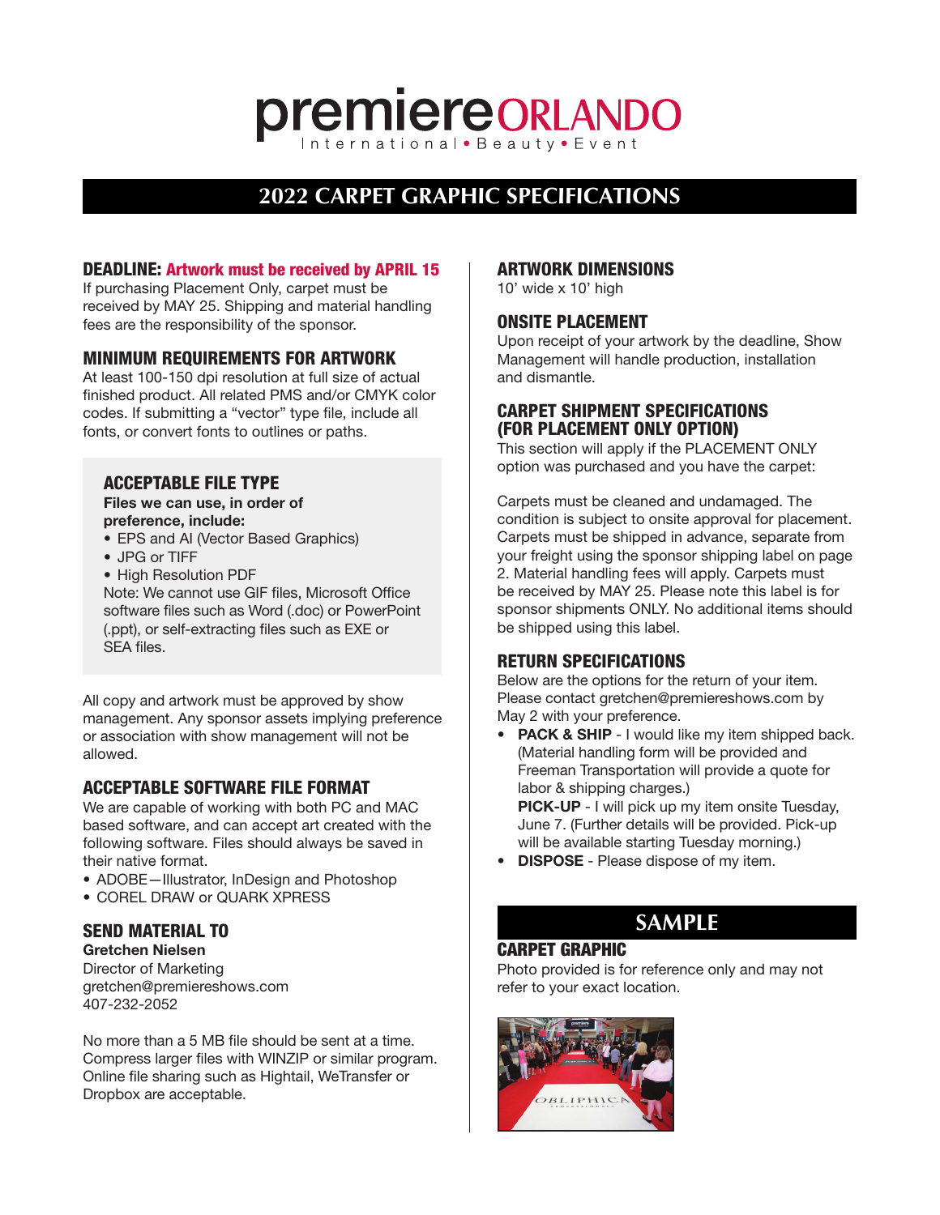# premiere ORLANDO

International • Beauty • Event

## 2022 CARPET GRAPHIC SPECIFICATIONS

### DEADLINE: Artwork must be received by APRIL 15

If purchasing Placement Only, carpet must be received by MAY 25. Shipping and material handling fees are the responsibility of the sponsor.

### MINIMUM REQUIREMENTS FOR ARTWORK

At least 100-150 dpi resolution at full size of actual finished product. All related PMS and/or CMYK color codes. If submitting a "vector" type file, include all fonts, or convert fonts to outlines or paths.

### ACCEPTABLE FILE TYPE

**Files we can use, in order of preference, include:**

- EPS and AI (Vector Based Graphics)
- JPG or TIFF
- High Resolution PDF

Note: We cannot use GIF files, Microsoft Office software files such as Word (.doc) or PowerPoint (.ppt), or self-extracting files such as EXE or SEA files.

All copy and artwork must be approved by show management. Any sponsor assets implying preference or association with show management will not be allowed.

### ACCEPTABLE SOFTWARE FILE FORMAT

We are capable of working with both PC and MAC based software, and can accept art created with the following software. Files should always be saved in their native format.

- ADOBE—Illustrator, InDesign and Photoshop
- COREL DRAW or QUARK XPRESS

### SEND MATERIAL TO

**Gretchen Nielsen**
Director of Marketing
gretchen@premiereshows.com
407-232-2052

No more than a 5 MB file should be sent at a time. Compress larger files with WINZIP or similar program. Online file sharing such as Hightail, WeTransfer or Dropbox are acceptable.

### ARTWORK DIMENSIONS

10' wide x 10' high

### ONSITE PLACEMENT

Upon receipt of your artwork by the deadline, Show Management will handle production, installation and dismantle.

### CARPET SHIPMENT SPECIFICATIONS (FOR PLACEMENT ONLY OPTION)

This section will apply if the PLACEMENT ONLY option was purchased and you have the carpet:

Carpets must be cleaned and undamaged. The condition is subject to onsite approval for placement. Carpets must be shipped in advance, separate from your freight using the sponsor shipping label on page 2. Material handling fees will apply. Carpets must be received by MAY 25. Please note this label is for sponsor shipments ONLY. No additional items should be shipped using this label.

### RETURN SPECIFICATIONS

Below are the options for the return of your item. Please contact gretchen@premiereshows.com by May 2 with your preference.

- **PACK & SHIP** - I would like my item shipped back. (Material handling form will be provided and Freeman Transportation will provide a quote for labor & shipping charges.)
  **PICK-UP** - I will pick up my item onsite Tuesday, June 7. (Further details will be provided. Pick-up will be available starting Tuesday morning.)
- **DISPOSE** - Please dispose of my item.

## SAMPLE

### CARPET GRAPHIC

Photo provided is for reference only and may not refer to your exact location.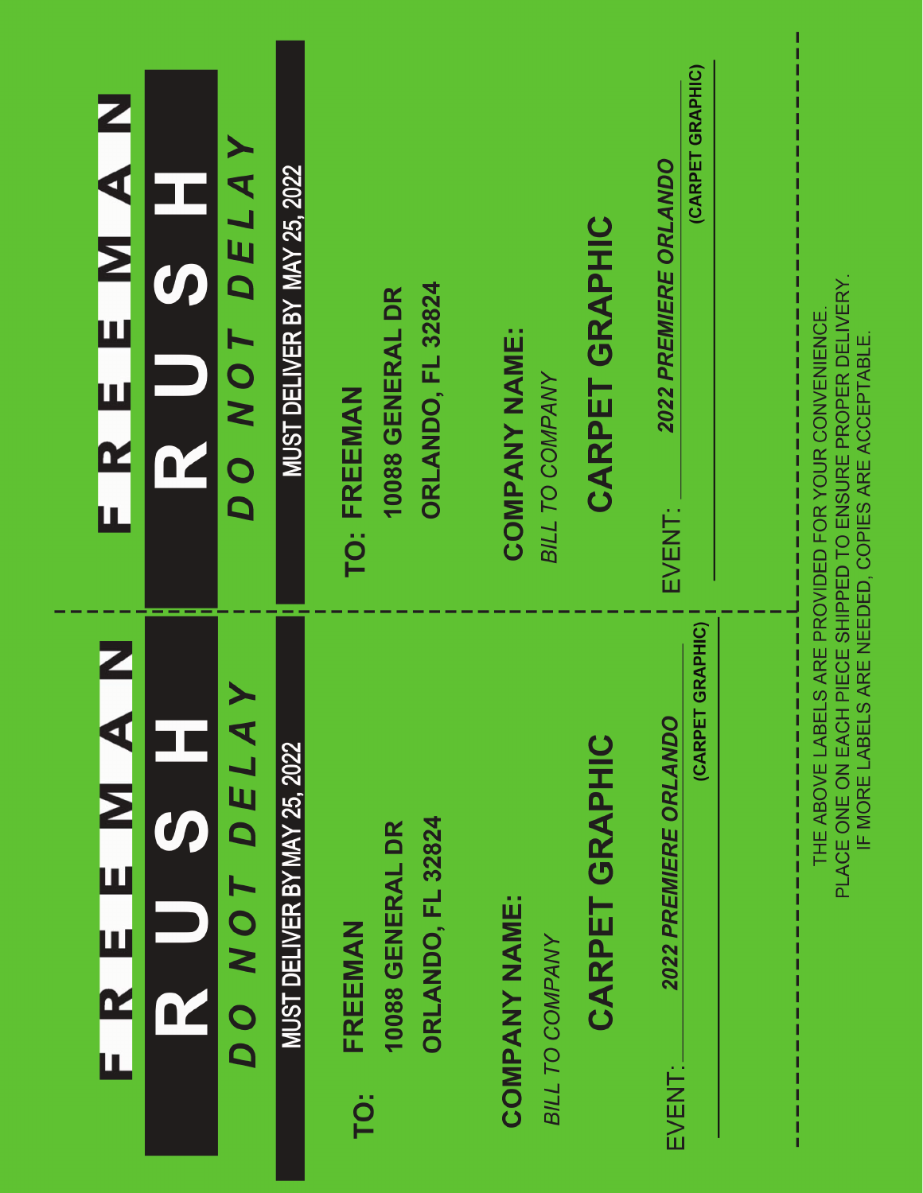# FREEMAN

# RUSH

***DO NOT DELAY***

**MUST DELIVER BY MAY 25, 2022**

**TO: FREEMAN**
**10088 GENERAL DR**
**ORLANDO, FL 32824**

**COMPANY NAME:**
*BILL TO COMPANY*

## CARPET GRAPHIC

EVENT: ***2022 PREMIERE ORLANDO***
**(CARPET GRAPHIC)**

---

# FREEMAN

# RUSH

***DO NOT DELAY***

**MUST DELIVER BY MAY 25, 2022**

**TO: FREEMAN**
**10088 GENERAL DR**
**ORLANDO, FL 32824**

**COMPANY NAME:**
*BILL TO COMPANY*

## CARPET GRAPHIC

EVENT: ***2022 PREMIERE ORLANDO***
**(CARPET GRAPHIC)**

---

THE ABOVE LABELS ARE PROVIDED FOR YOUR CONVENIENCE.
PLACE ONE ON EACH PIECE SHIPPED TO ENSURE PROPER DELIVERY.
IF MORE LABELS ARE NEEDED, COPIES ARE ACCEPTABLE.